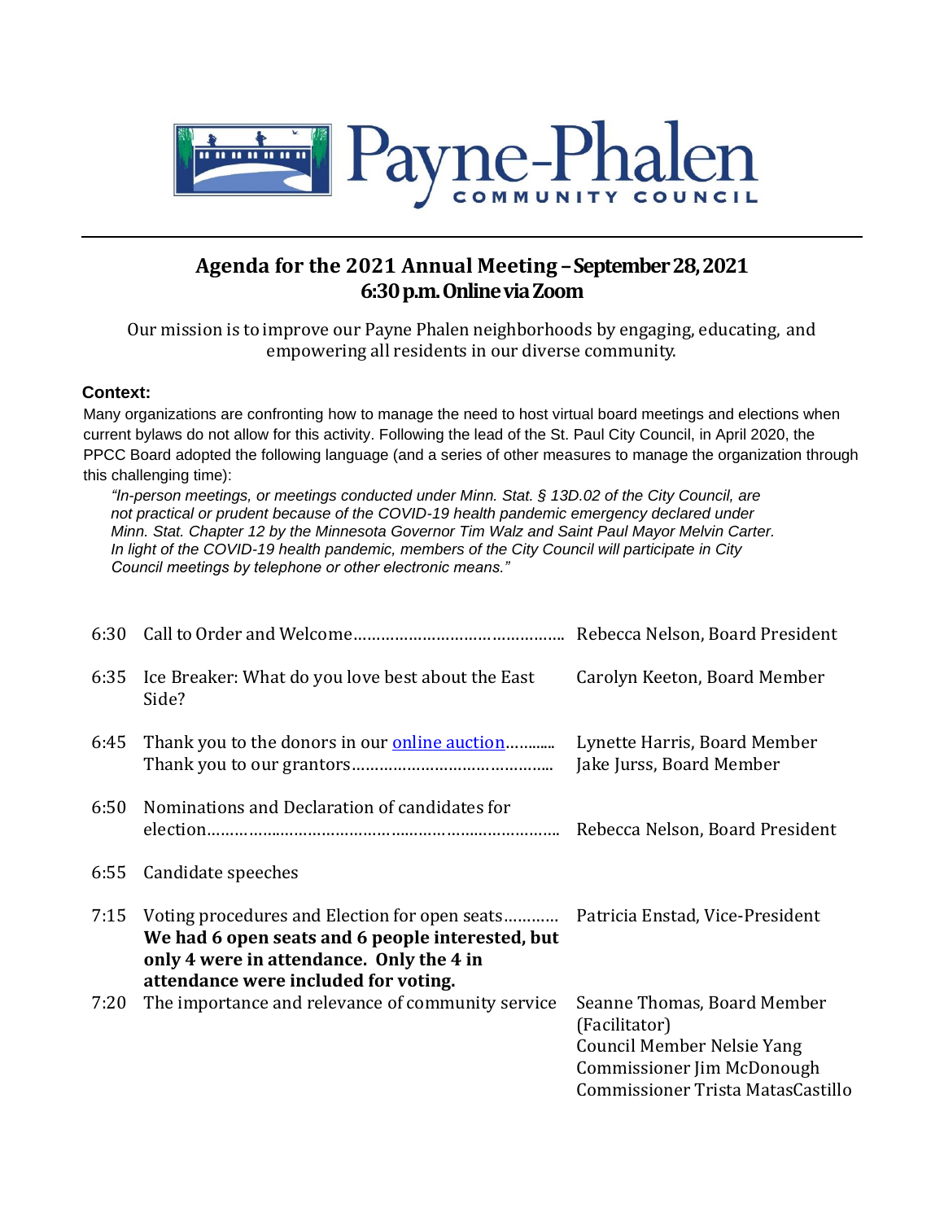# Payne-Phalen

COMMUNITY COUNCIL

## Agenda for the 2021 Annual Meeting – September 28, 2021
## 6:30 p.m. Online via Zoom

Our mission is to improve our Payne Phalen neighborhoods by engaging, educating, and empowering all residents in our diverse community.

**Context:**

Many organizations are confronting how to manage the need to host virtual board meetings and elections when current bylaws do not allow for this activity. Following the lead of the St. Paul City Council, in April 2020, the PPCC Board adopted the following language (and a series of other measures to manage the organization through this challenging time):

*"In-person meetings, or meetings conducted under Minn. Stat. § 13D.02 of the City Council, are not practical or prudent because of the COVID-19 health pandemic emergency declared under Minn. Stat. Chapter 12 by the Minnesota Governor Tim Walz and Saint Paul Mayor Melvin Carter. In light of the COVID-19 health pandemic, members of the City Council will participate in City Council meetings by telephone or other electronic means."*

| Time | Item | Presenter |
|---|---|---|
| 6:30 | Call to Order and Welcome……………………………………… | Rebecca Nelson, Board President |
| 6:35 | Ice Breaker: What do you love best about the East Side? | Carolyn Keeton, Board Member |
| 6:45 | Thank you to the donors in our online auction………..<br>Thank you to our grantors…………………………………….. | Lynette Harris, Board Member<br>Jake Jurss, Board Member |
| 6:50 | Nominations and Declaration of candidates for election……………………………………………………………….. | Rebecca Nelson, Board President |
| 6:55 | Candidate speeches | |
| 7:15 | Voting procedures and Election for open seats…………<br>**We had 6 open seats and 6 people interested, but only 4 were in attendance. Only the 4 in attendance were included for voting.** | Patricia Enstad, Vice-President |
| 7:20 | The importance and relevance of community service | Seanne Thomas, Board Member (Facilitator)<br>Council Member Nelsie Yang<br>Commissioner Jim McDonough<br>Commissioner Trista MatasCastillo |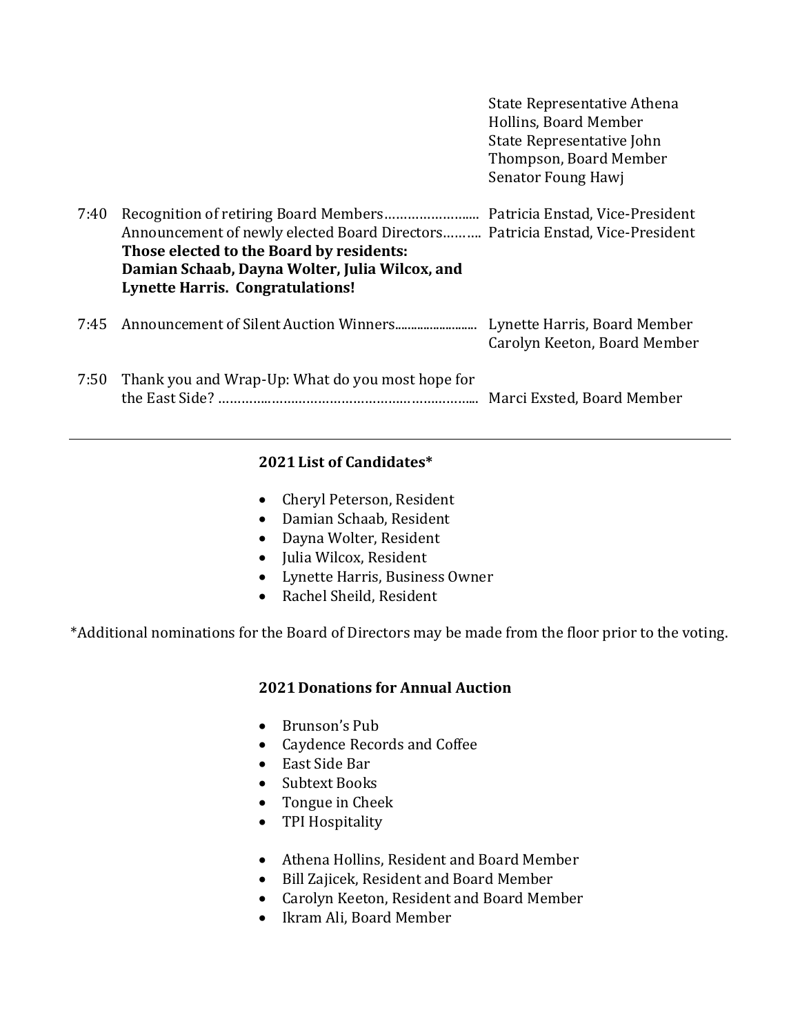| | | |
|---|---|---|
| | | State Representative Athena Hollins, Board Member<br>State Representative John Thompson, Board Member<br>Senator Foung Hawj |
| 7:40 | Recognition of retiring Board Members…………………..<br>Announcement of newly elected Board Directors……….<br>**Those elected to the Board by residents: Damian Schaab, Dayna Wolter, Julia Wilcox, and Lynette Harris. Congratulations!** | Patricia Enstad, Vice-President<br>Patricia Enstad, Vice-President |
| 7:45 | Announcement of Silent Auction Winners......................... | Lynette Harris, Board Member<br>Carolyn Keeton, Board Member |
| 7:50 | Thank you and Wrap-Up: What do you most hope for the East Side? ……………………………………………………... | Marci Exsted, Board Member |

---

### 2021 List of Candidates*

- Cheryl Peterson, Resident
- Damian Schaab, Resident
- Dayna Wolter, Resident
- Julia Wilcox, Resident
- Lynette Harris, Business Owner
- Rachel Sheild, Resident

*Additional nominations for the Board of Directors may be made from the floor prior to the voting.

### 2021 Donations for Annual Auction

- Brunson's Pub
- Caydence Records and Coffee
- East Side Bar
- Subtext Books
- Tongue in Cheek
- TPI Hospitality

- Athena Hollins, Resident and Board Member
- Bill Zajicek, Resident and Board Member
- Carolyn Keeton, Resident and Board Member
- Ikram Ali, Board Member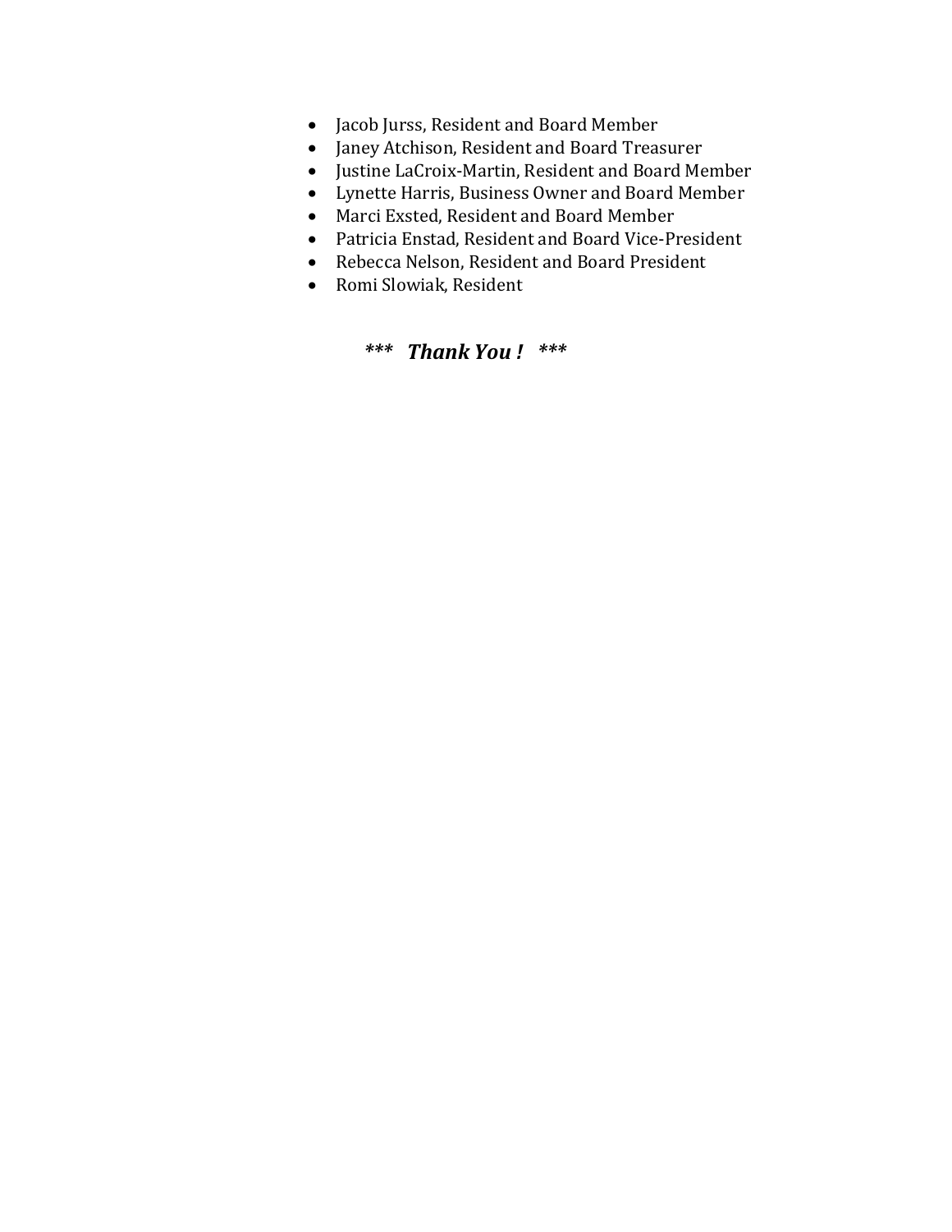- Jacob Jurss, Resident and Board Member
- Janey Atchison, Resident and Board Treasurer
- Justine LaCroix-Martin, Resident and Board Member
- Lynette Harris, Business Owner and Board Member
- Marci Exsted, Resident and Board Member
- Patricia Enstad, Resident and Board Vice-President
- Rebecca Nelson, Resident and Board President
- Romi Slowiak, Resident

***\*\*\* Thank You ! \*\*\****